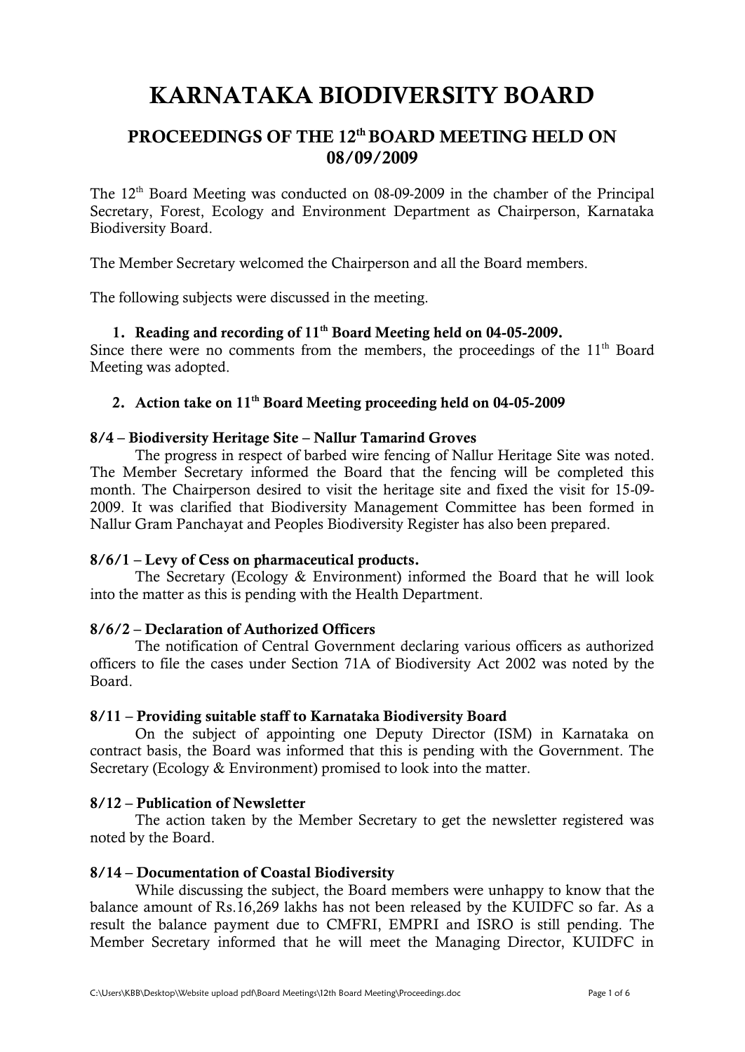# KARNATAKA BIODIVERSITY BOARD

## PROCEEDINGS OF THE 12th BOARD MEETING HELD ON 08/09/2009

The 12th Board Meeting was conducted on 08-09-2009 in the chamber of the Principal Secretary, Forest, Ecology and Environment Department as Chairperson, Karnataka Biodiversity Board.

The Member Secretary welcomed the Chairperson and all the Board members.

The following subjects were discussed in the meeting.

1. **Reading and recording of 11th Board Meeting held on 04-05-2009.**

Since there were no comments from the members, the proceedings of the 11th Board Meeting was adopted.

2. **Action take on 11th Board Meeting proceeding held on 04-05-2009**

**8/4 – Biodiversity Heritage Site – Nallur Tamarind Groves**

The progress in respect of barbed wire fencing of Nallur Heritage Site was noted. The Member Secretary informed the Board that the fencing will be completed this month. The Chairperson desired to visit the heritage site and fixed the visit for 15-09-2009. It was clarified that Biodiversity Management Committee has been formed in Nallur Gram Panchayat and Peoples Biodiversity Register has also been prepared.

**8/6/1 – Levy of Cess on pharmaceutical products.**

The Secretary (Ecology & Environment) informed the Board that he will look into the matter as this is pending with the Health Department.

**8/6/2 – Declaration of Authorized Officers**

The notification of Central Government declaring various officers as authorized officers to file the cases under Section 71A of Biodiversity Act 2002 was noted by the Board.

**8/11 – Providing suitable staff to Karnataka Biodiversity Board**

On the subject of appointing one Deputy Director (ISM) in Karnataka on contract basis, the Board was informed that this is pending with the Government. The Secretary (Ecology & Environment) promised to look into the matter.

**8/12 – Publication of Newsletter**

The action taken by the Member Secretary to get the newsletter registered was noted by the Board.

**8/14 – Documentation of Coastal Biodiversity**

While discussing the subject, the Board members were unhappy to know that the balance amount of Rs.16,269 lakhs has not been released by the KUIDFC so far. As a result the balance payment due to CMFRI, EMPRI and ISRO is still pending. The Member Secretary informed that he will meet the Managing Director, KUIDFC in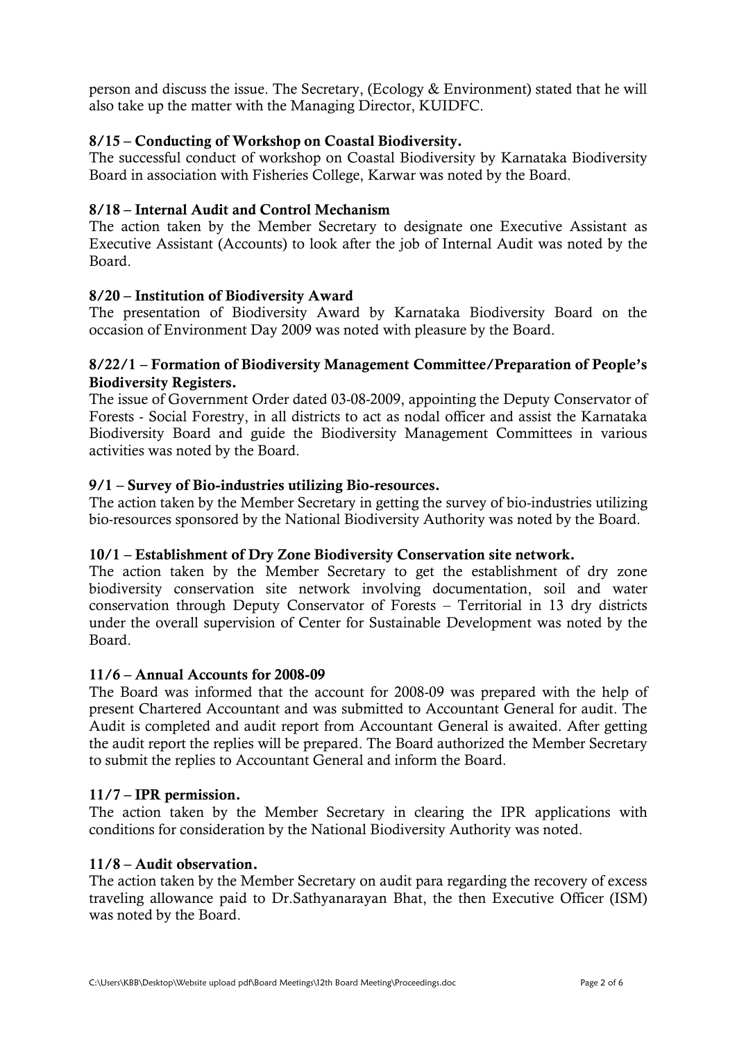person and discuss the issue. The Secretary, (Ecology & Environment) stated that he will also take up the matter with the Managing Director, KUIDFC.

**8/15 – Conducting of Workshop on Coastal Biodiversity.**

The successful conduct of workshop on Coastal Biodiversity by Karnataka Biodiversity Board in association with Fisheries College, Karwar was noted by the Board.

**8/18 – Internal Audit and Control Mechanism**

The action taken by the Member Secretary to designate one Executive Assistant as Executive Assistant (Accounts) to look after the job of Internal Audit was noted by the Board.

**8/20 – Institution of Biodiversity Award**

The presentation of Biodiversity Award by Karnataka Biodiversity Board on the occasion of Environment Day 2009 was noted with pleasure by the Board.

**8/22/1 – Formation of Biodiversity Management Committee/Preparation of People's Biodiversity Registers.**

The issue of Government Order dated 03-08-2009, appointing the Deputy Conservator of Forests - Social Forestry, in all districts to act as nodal officer and assist the Karnataka Biodiversity Board and guide the Biodiversity Management Committees in various activities was noted by the Board.

**9/1 – Survey of Bio-industries utilizing Bio-resources.**

The action taken by the Member Secretary in getting the survey of bio-industries utilizing bio-resources sponsored by the National Biodiversity Authority was noted by the Board.

**10/1 – Establishment of Dry Zone Biodiversity Conservation site network.**

The action taken by the Member Secretary to get the establishment of dry zone biodiversity conservation site network involving documentation, soil and water conservation through Deputy Conservator of Forests – Territorial in 13 dry districts under the overall supervision of Center for Sustainable Development was noted by the Board.

**11/6 – Annual Accounts for 2008-09**

The Board was informed that the account for 2008-09 was prepared with the help of present Chartered Accountant and was submitted to Accountant General for audit. The Audit is completed and audit report from Accountant General is awaited. After getting the audit report the replies will be prepared. The Board authorized the Member Secretary to submit the replies to Accountant General and inform the Board.

**11/7 – IPR permission.**

The action taken by the Member Secretary in clearing the IPR applications with conditions for consideration by the National Biodiversity Authority was noted.

**11/8 – Audit observation.**

The action taken by the Member Secretary on audit para regarding the recovery of excess traveling allowance paid to Dr.Sathyanarayan Bhat, the then Executive Officer (ISM) was noted by the Board.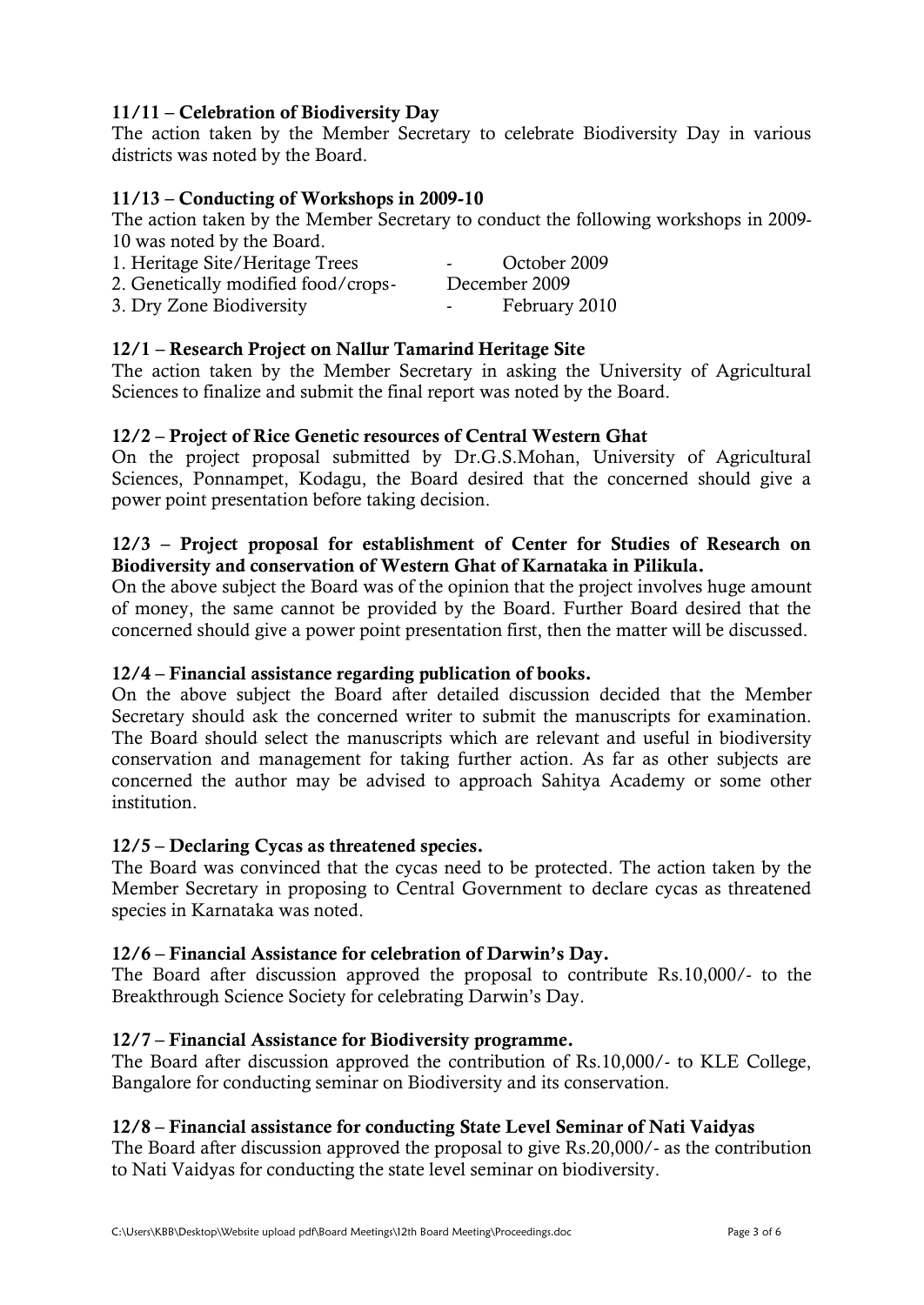**11/11 – Celebration of Biodiversity Day**

The action taken by the Member Secretary to celebrate Biodiversity Day in various districts was noted by the Board.

**11/13 – Conducting of Workshops in 2009-10**

The action taken by the Member Secretary to conduct the following workshops in 2009-10 was noted by the Board.

1. Heritage Site/Heritage Trees - October 2009
2. Genetically modified food/crops- December 2009
3. Dry Zone Biodiversity - February 2010

**12/1 – Research Project on Nallur Tamarind Heritage Site**

The action taken by the Member Secretary in asking the University of Agricultural Sciences to finalize and submit the final report was noted by the Board.

**12/2 – Project of Rice Genetic resources of Central Western Ghat**

On the project proposal submitted by Dr.G.S.Mohan, University of Agricultural Sciences, Ponnampet, Kodagu, the Board desired that the concerned should give a power point presentation before taking decision.

**12/3 – Project proposal for establishment of Center for Studies of Research on Biodiversity and conservation of Western Ghat of Karnataka in Pilikula.**

On the above subject the Board was of the opinion that the project involves huge amount of money, the same cannot be provided by the Board. Further Board desired that the concerned should give a power point presentation first, then the matter will be discussed.

**12/4 – Financial assistance regarding publication of books.**

On the above subject the Board after detailed discussion decided that the Member Secretary should ask the concerned writer to submit the manuscripts for examination. The Board should select the manuscripts which are relevant and useful in biodiversity conservation and management for taking further action. As far as other subjects are concerned the author may be advised to approach Sahitya Academy or some other institution.

**12/5 – Declaring Cycas as threatened species.**

The Board was convinced that the cycas need to be protected. The action taken by the Member Secretary in proposing to Central Government to declare cycas as threatened species in Karnataka was noted.

**12/6 – Financial Assistance for celebration of Darwin's Day.**

The Board after discussion approved the proposal to contribute Rs.10,000/- to the Breakthrough Science Society for celebrating Darwin's Day.

**12/7 – Financial Assistance for Biodiversity programme.**

The Board after discussion approved the contribution of Rs.10,000/- to KLE College, Bangalore for conducting seminar on Biodiversity and its conservation.

**12/8 – Financial assistance for conducting State Level Seminar of Nati Vaidyas**

The Board after discussion approved the proposal to give Rs.20,000/- as the contribution to Nati Vaidyas for conducting the state level seminar on biodiversity.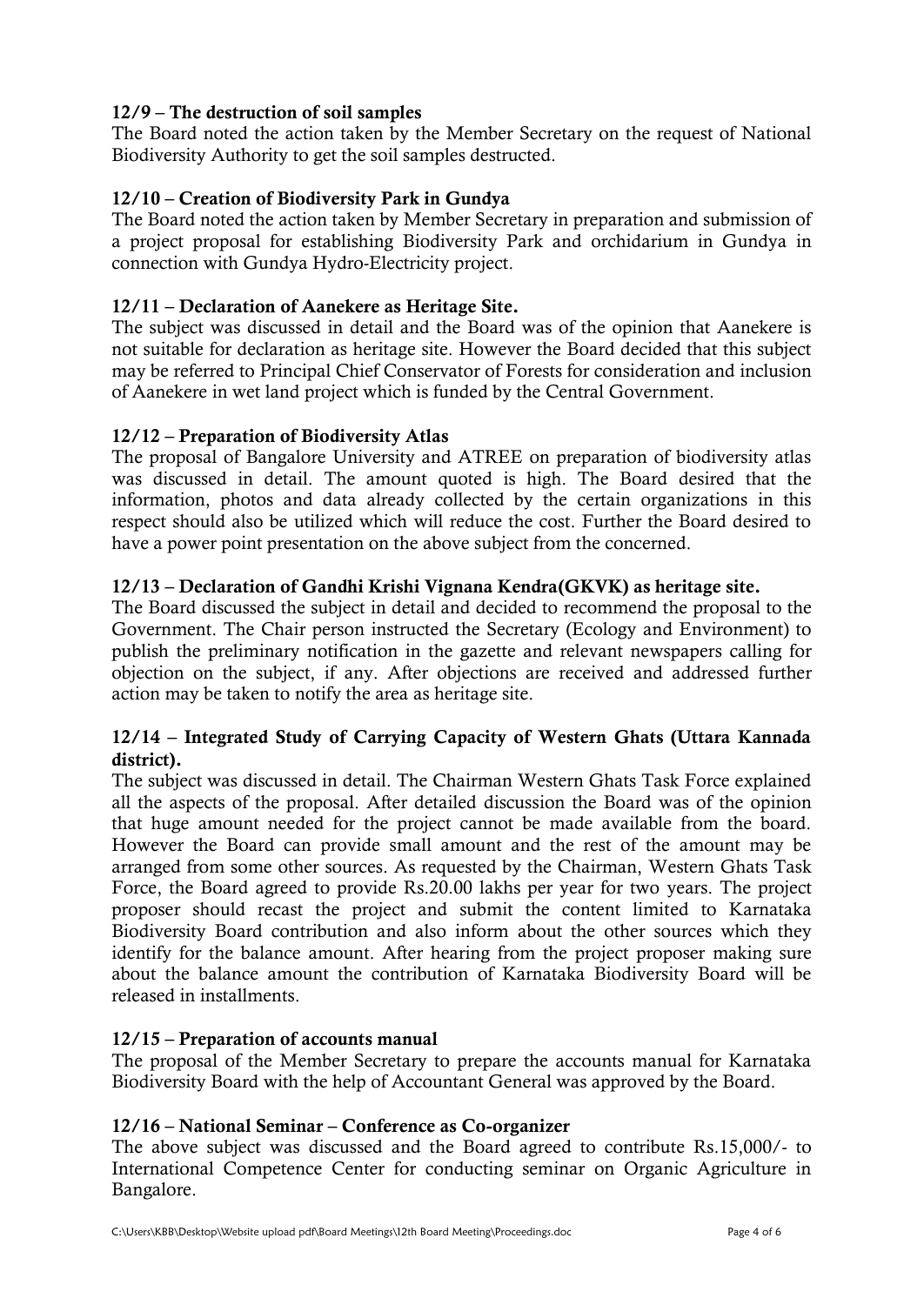**12/9 – The destruction of soil samples**

The Board noted the action taken by the Member Secretary on the request of National Biodiversity Authority to get the soil samples destructed.

**12/10 – Creation of Biodiversity Park in Gundya**

The Board noted the action taken by Member Secretary in preparation and submission of a project proposal for establishing Biodiversity Park and orchidarium in Gundya in connection with Gundya Hydro-Electricity project.

**12/11 – Declaration of Aanekere as Heritage Site.**

The subject was discussed in detail and the Board was of the opinion that Aanekere is not suitable for declaration as heritage site. However the Board decided that this subject may be referred to Principal Chief Conservator of Forests for consideration and inclusion of Aanekere in wet land project which is funded by the Central Government.

**12/12 – Preparation of Biodiversity Atlas**

The proposal of Bangalore University and ATREE on preparation of biodiversity atlas was discussed in detail. The amount quoted is high. The Board desired that the information, photos and data already collected by the certain organizations in this respect should also be utilized which will reduce the cost. Further the Board desired to have a power point presentation on the above subject from the concerned.

**12/13 – Declaration of Gandhi Krishi Vignana Kendra(GKVK) as heritage site.**

The Board discussed the subject in detail and decided to recommend the proposal to the Government. The Chair person instructed the Secretary (Ecology and Environment) to publish the preliminary notification in the gazette and relevant newspapers calling for objection on the subject, if any. After objections are received and addressed further action may be taken to notify the area as heritage site.

**12/14 – Integrated Study of Carrying Capacity of Western Ghats (Uttara Kannada district).**

The subject was discussed in detail. The Chairman Western Ghats Task Force explained all the aspects of the proposal. After detailed discussion the Board was of the opinion that huge amount needed for the project cannot be made available from the board. However the Board can provide small amount and the rest of the amount may be arranged from some other sources. As requested by the Chairman, Western Ghats Task Force, the Board agreed to provide Rs.20.00 lakhs per year for two years. The project proposer should recast the project and submit the content limited to Karnataka Biodiversity Board contribution and also inform about the other sources which they identify for the balance amount. After hearing from the project proposer making sure about the balance amount the contribution of Karnataka Biodiversity Board will be released in installments.

**12/15 – Preparation of accounts manual**

The proposal of the Member Secretary to prepare the accounts manual for Karnataka Biodiversity Board with the help of Accountant General was approved by the Board.

**12/16 – National Seminar – Conference as Co-organizer**

The above subject was discussed and the Board agreed to contribute Rs.15,000/- to International Competence Center for conducting seminar on Organic Agriculture in Bangalore.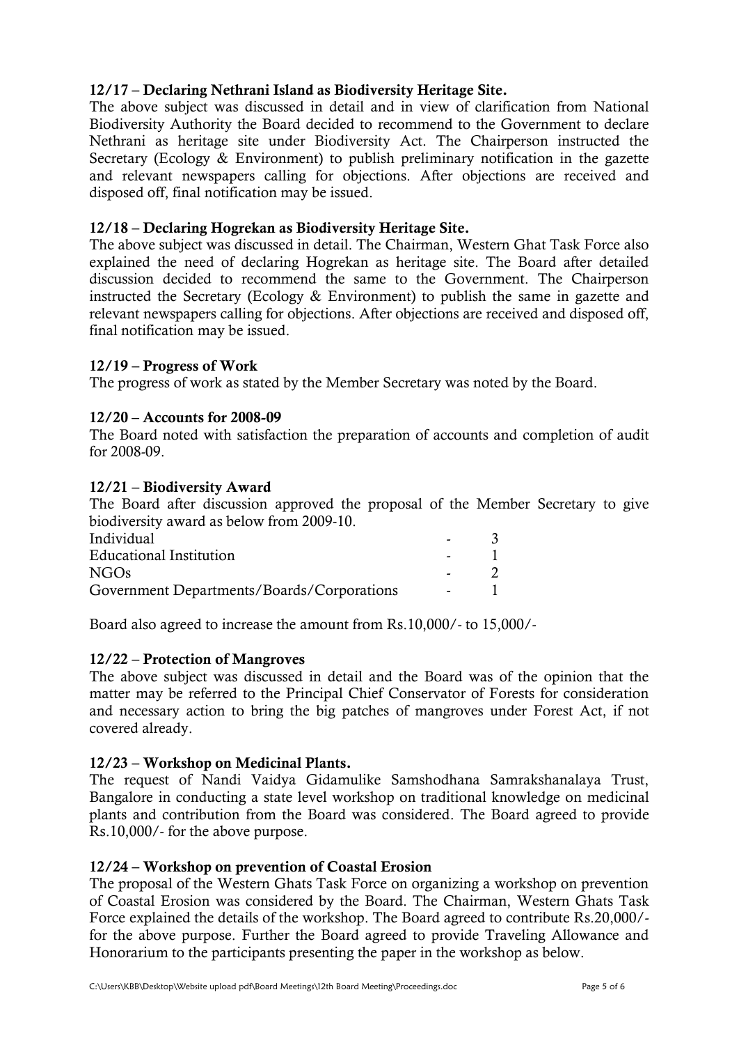**12/17 – Declaring Nethrani Island as Biodiversity Heritage Site.**

The above subject was discussed in detail and in view of clarification from National Biodiversity Authority the Board decided to recommend to the Government to declare Nethrani as heritage site under Biodiversity Act. The Chairperson instructed the Secretary (Ecology & Environment) to publish preliminary notification in the gazette and relevant newspapers calling for objections. After objections are received and disposed off, final notification may be issued.

**12/18 – Declaring Hogrekan as Biodiversity Heritage Site.**

The above subject was discussed in detail. The Chairman, Western Ghat Task Force also explained the need of declaring Hogrekan as heritage site. The Board after detailed discussion decided to recommend the same to the Government. The Chairperson instructed the Secretary (Ecology & Environment) to publish the same in gazette and relevant newspapers calling for objections. After objections are received and disposed off, final notification may be issued.

**12/19 – Progress of Work**

The progress of work as stated by the Member Secretary was noted by the Board.

**12/20 – Accounts for 2008-09**

The Board noted with satisfaction the preparation of accounts and completion of audit for 2008-09.

**12/21 – Biodiversity Award**

The Board after discussion approved the proposal of the Member Secretary to give biodiversity award as below from 2009-10.

| | | |
|---|---|---|
| Individual | - | 3 |
| Educational Institution | - | 1 |
| NGOs | - | 2 |
| Government Departments/Boards/Corporations | - | 1 |

Board also agreed to increase the amount from Rs.10,000/- to 15,000/-

**12/22 – Protection of Mangroves**

The above subject was discussed in detail and the Board was of the opinion that the matter may be referred to the Principal Chief Conservator of Forests for consideration and necessary action to bring the big patches of mangroves under Forest Act, if not covered already.

**12/23 – Workshop on Medicinal Plants.**

The request of Nandi Vaidya Gidamulike Samshodhana Samrakshanalaya Trust, Bangalore in conducting a state level workshop on traditional knowledge on medicinal plants and contribution from the Board was considered. The Board agreed to provide Rs.10,000/- for the above purpose.

**12/24 – Workshop on prevention of Coastal Erosion**

The proposal of the Western Ghats Task Force on organizing a workshop on prevention of Coastal Erosion was considered by the Board. The Chairman, Western Ghats Task Force explained the details of the workshop. The Board agreed to contribute Rs.20,000/- for the above purpose. Further the Board agreed to provide Traveling Allowance and Honorarium to the participants presenting the paper in the workshop as below.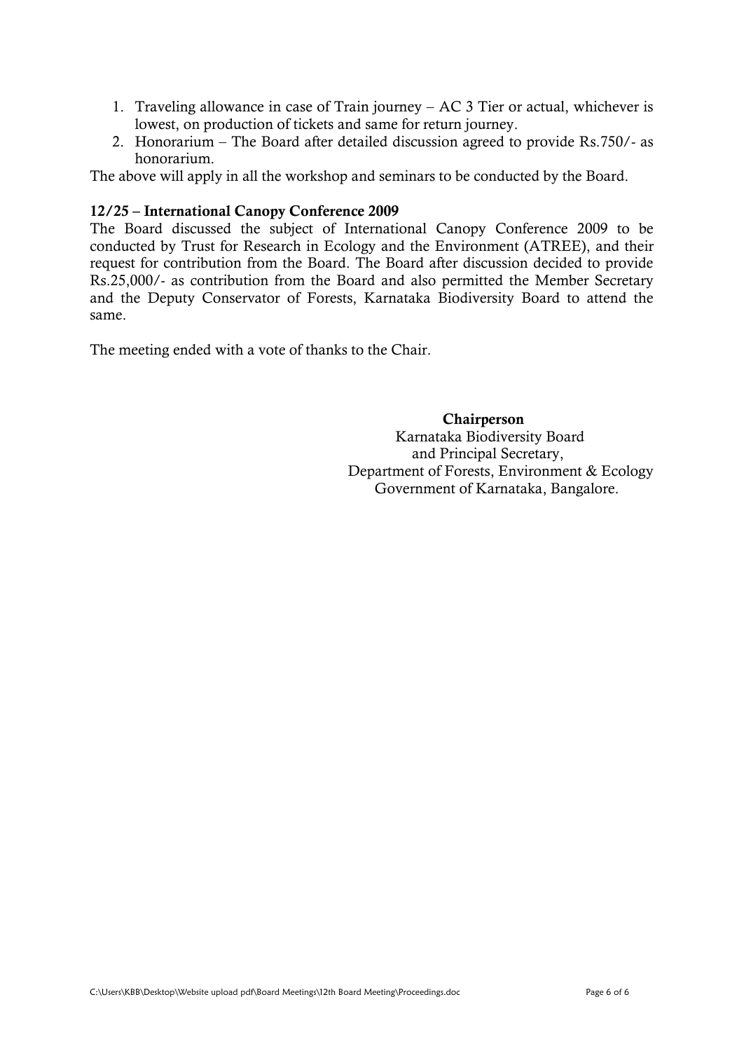1. Traveling allowance in case of Train journey – AC 3 Tier or actual, whichever is lowest, on production of tickets and same for return journey.
2. Honorarium – The Board after detailed discussion agreed to provide Rs.750/- as honorarium.

The above will apply in all the workshop and seminars to be conducted by the Board.

**12/25 – International Canopy Conference 2009**

The Board discussed the subject of International Canopy Conference 2009 to be conducted by Trust for Research in Ecology and the Environment (ATREE), and their request for contribution from the Board. The Board after discussion decided to provide Rs.25,000/- as contribution from the Board and also permitted the Member Secretary and the Deputy Conservator of Forests, Karnataka Biodiversity Board to attend the same.

The meeting ended with a vote of thanks to the Chair.

**Chairperson**
Karnataka Biodiversity Board
and Principal Secretary,
Department of Forests, Environment & Ecology
Government of Karnataka, Bangalore.